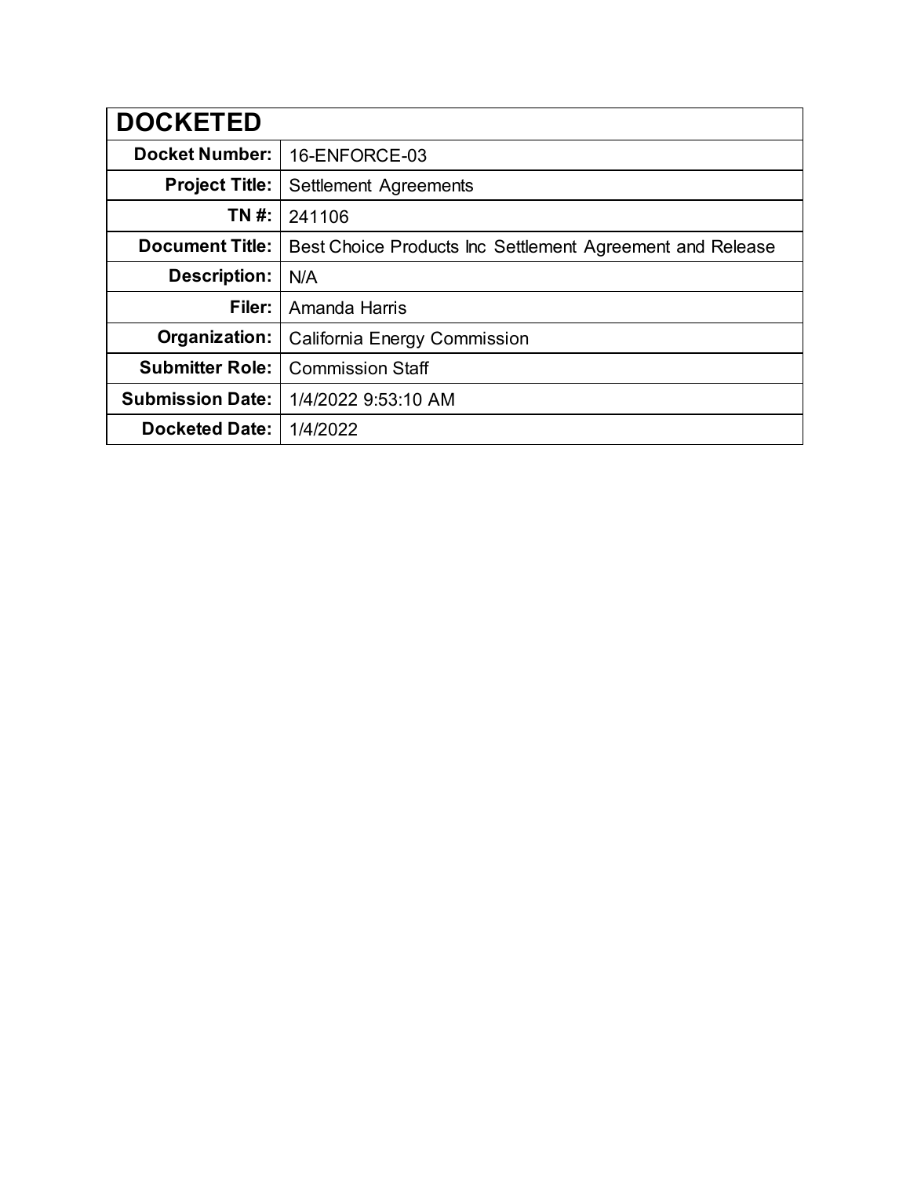| DOCKETED | |
|---|---|
| **Docket Number:** | 16-ENFORCE-03 |
| **Project Title:** | Settlement Agreements |
| **TN #:** | 241106 |
| **Document Title:** | Best Choice Products Inc Settlement Agreement and Release |
| **Description:** | N/A |
| **Filer:** | Amanda Harris |
| **Organization:** | California Energy Commission |
| **Submitter Role:** | Commission Staff |
| **Submission Date:** | 1/4/2022 9:53:10 AM |
| **Docketed Date:** | 1/4/2022 |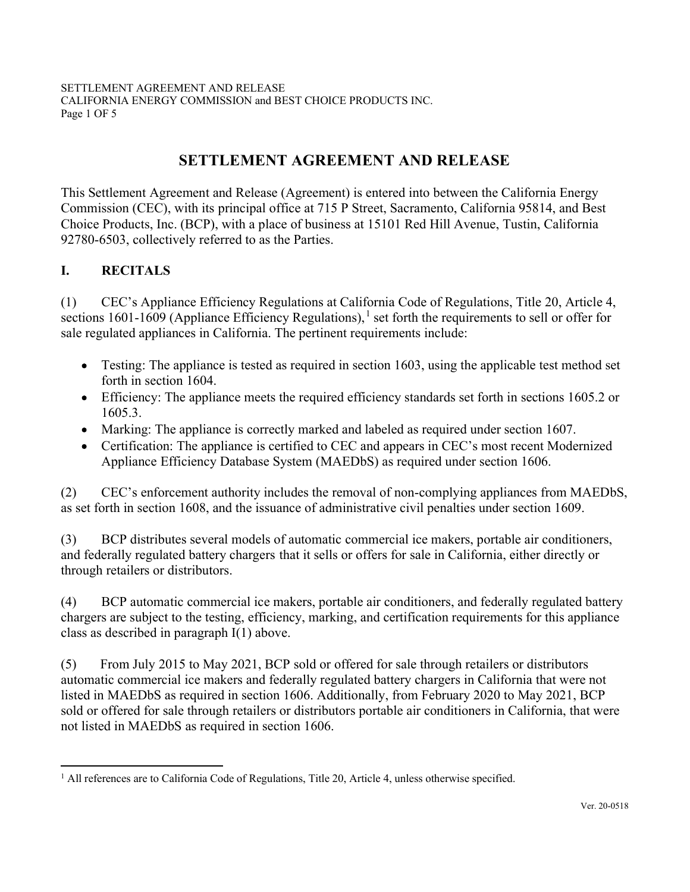# SETTLEMENT AGREEMENT AND RELEASE

This Settlement Agreement and Release (Agreement) is entered into between the California Energy Commission (CEC), with its principal office at 715 P Street, Sacramento, California 95814, and Best Choice Products, Inc. (BCP), with a place of business at 15101 Red Hill Avenue, Tustin, California 92780-6503, collectively referred to as the Parties.

## I. RECITALS

(1) CEC's Appliance Efficiency Regulations at California Code of Regulations, Title 20, Article 4, sections 1601-1609 (Appliance Efficiency Regulations),[1] set forth the requirements to sell or offer for sale regulated appliances in California. The pertinent requirements include:

- Testing: The appliance is tested as required in section 1603, using the applicable test method set forth in section 1604.
- Efficiency: The appliance meets the required efficiency standards set forth in sections 1605.2 or 1605.3.
- Marking: The appliance is correctly marked and labeled as required under section 1607.
- Certification: The appliance is certified to CEC and appears in CEC's most recent Modernized Appliance Efficiency Database System (MAEDbS) as required under section 1606.

(2) CEC's enforcement authority includes the removal of non-complying appliances from MAEDbS, as set forth in section 1608, and the issuance of administrative civil penalties under section 1609.

(3) BCP distributes several models of automatic commercial ice makers, portable air conditioners, and federally regulated battery chargers that it sells or offers for sale in California, either directly or through retailers or distributors.

(4) BCP automatic commercial ice makers, portable air conditioners, and federally regulated battery chargers are subject to the testing, efficiency, marking, and certification requirements for this appliance class as described in paragraph I(1) above.

(5) From July 2015 to May 2021, BCP sold or offered for sale through retailers or distributors automatic commercial ice makers and federally regulated battery chargers in California that were not listed in MAEDbS as required in section 1606. Additionally, from February 2020 to May 2021, BCP sold or offered for sale through retailers or distributors portable air conditioners in California, that were not listed in MAEDbS as required in section 1606.

[1] All references are to California Code of Regulations, Title 20, Article 4, unless otherwise specified.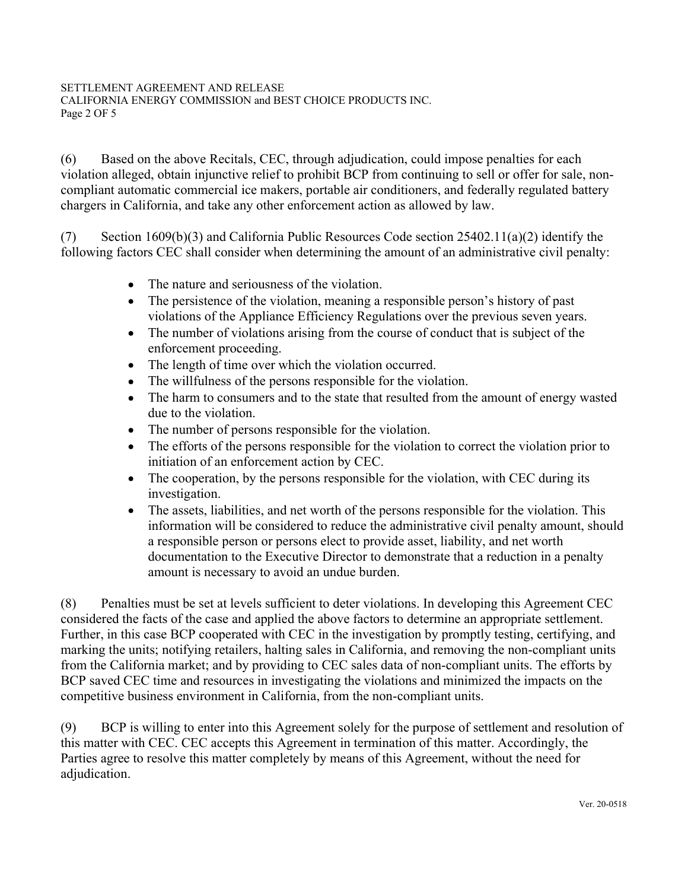(6) Based on the above Recitals, CEC, through adjudication, could impose penalties for each violation alleged, obtain injunctive relief to prohibit BCP from continuing to sell or offer for sale, non-compliant automatic commercial ice makers, portable air conditioners, and federally regulated battery chargers in California, and take any other enforcement action as allowed by law.

(7) Section 1609(b)(3) and California Public Resources Code section 25402.11(a)(2) identify the following factors CEC shall consider when determining the amount of an administrative civil penalty:

- The nature and seriousness of the violation.
- The persistence of the violation, meaning a responsible person's history of past violations of the Appliance Efficiency Regulations over the previous seven years.
- The number of violations arising from the course of conduct that is subject of the enforcement proceeding.
- The length of time over which the violation occurred.
- The willfulness of the persons responsible for the violation.
- The harm to consumers and to the state that resulted from the amount of energy wasted due to the violation.
- The number of persons responsible for the violation.
- The efforts of the persons responsible for the violation to correct the violation prior to initiation of an enforcement action by CEC.
- The cooperation, by the persons responsible for the violation, with CEC during its investigation.
- The assets, liabilities, and net worth of the persons responsible for the violation. This information will be considered to reduce the administrative civil penalty amount, should a responsible person or persons elect to provide asset, liability, and net worth documentation to the Executive Director to demonstrate that a reduction in a penalty amount is necessary to avoid an undue burden.

(8) Penalties must be set at levels sufficient to deter violations. In developing this Agreement CEC considered the facts of the case and applied the above factors to determine an appropriate settlement. Further, in this case BCP cooperated with CEC in the investigation by promptly testing, certifying, and marking the units; notifying retailers, halting sales in California, and removing the non-compliant units from the California market; and by providing to CEC sales data of non-compliant units. The efforts by BCP saved CEC time and resources in investigating the violations and minimized the impacts on the competitive business environment in California, from the non-compliant units.

(9) BCP is willing to enter into this Agreement solely for the purpose of settlement and resolution of this matter with CEC. CEC accepts this Agreement in termination of this matter. Accordingly, the Parties agree to resolve this matter completely by means of this Agreement, without the need for adjudication.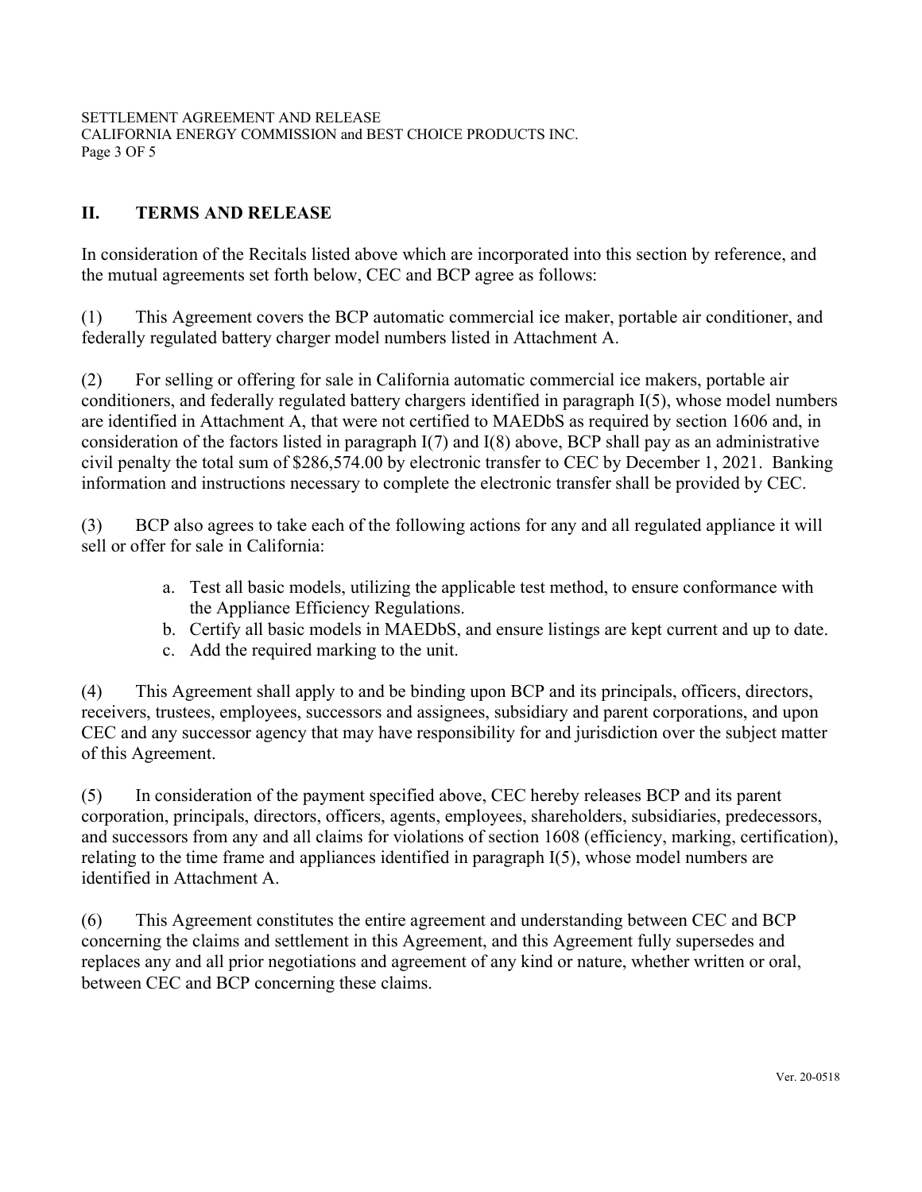## II. TERMS AND RELEASE

In consideration of the Recitals listed above which are incorporated into this section by reference, and the mutual agreements set forth below, CEC and BCP agree as follows:

(1) This Agreement covers the BCP automatic commercial ice maker, portable air conditioner, and federally regulated battery charger model numbers listed in Attachment A.

(2) For selling or offering for sale in California automatic commercial ice makers, portable air conditioners, and federally regulated battery chargers identified in paragraph I(5), whose model numbers are identified in Attachment A, that were not certified to MAEDbS as required by section 1606 and, in consideration of the factors listed in paragraph I(7) and I(8) above, BCP shall pay as an administrative civil penalty the total sum of $286,574.00 by electronic transfer to CEC by December 1, 2021. Banking information and instructions necessary to complete the electronic transfer shall be provided by CEC.

(3) BCP also agrees to take each of the following actions for any and all regulated appliance it will sell or offer for sale in California:

a. Test all basic models, utilizing the applicable test method, to ensure conformance with the Appliance Efficiency Regulations.
b. Certify all basic models in MAEDbS, and ensure listings are kept current and up to date.
c. Add the required marking to the unit.

(4) This Agreement shall apply to and be binding upon BCP and its principals, officers, directors, receivers, trustees, employees, successors and assignees, subsidiary and parent corporations, and upon CEC and any successor agency that may have responsibility for and jurisdiction over the subject matter of this Agreement.

(5) In consideration of the payment specified above, CEC hereby releases BCP and its parent corporation, principals, directors, officers, agents, employees, shareholders, subsidiaries, predecessors, and successors from any and all claims for violations of section 1608 (efficiency, marking, certification), relating to the time frame and appliances identified in paragraph I(5), whose model numbers are identified in Attachment A.

(6) This Agreement constitutes the entire agreement and understanding between CEC and BCP concerning the claims and settlement in this Agreement, and this Agreement fully supersedes and replaces any and all prior negotiations and agreement of any kind or nature, whether written or oral, between CEC and BCP concerning these claims.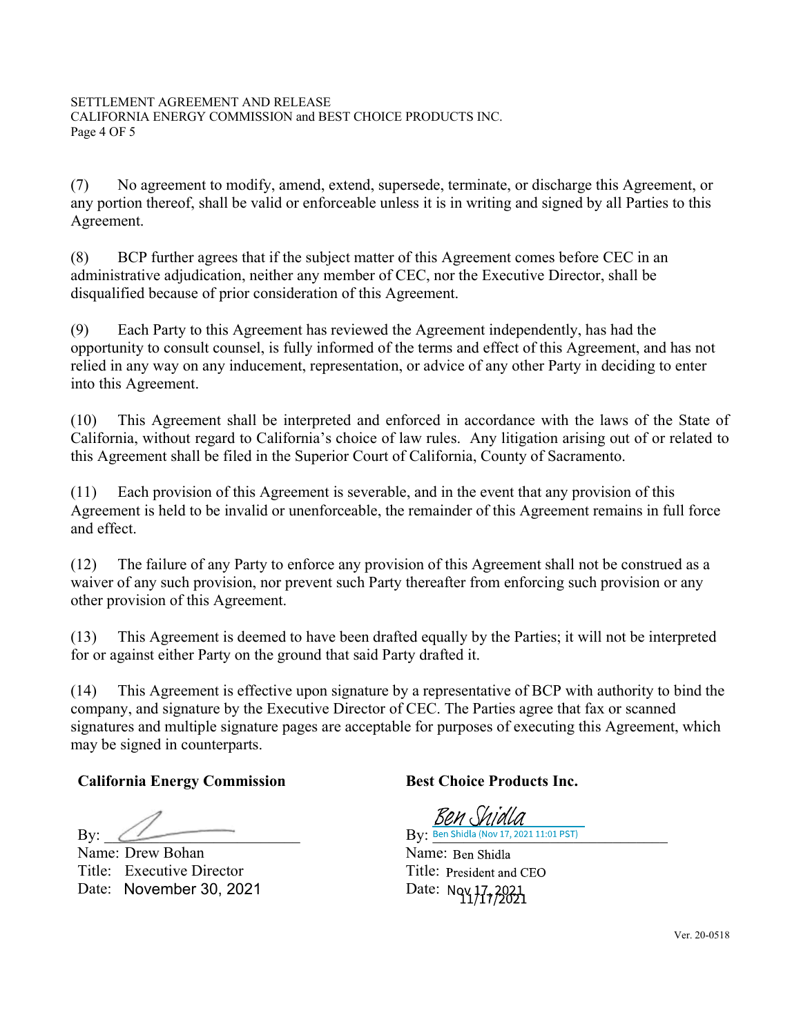(7) No agreement to modify, amend, extend, supersede, terminate, or discharge this Agreement, or any portion thereof, shall be valid or enforceable unless it is in writing and signed by all Parties to this Agreement.

(8) BCP further agrees that if the subject matter of this Agreement comes before CEC in an administrative adjudication, neither any member of CEC, nor the Executive Director, shall be disqualified because of prior consideration of this Agreement.

(9) Each Party to this Agreement has reviewed the Agreement independently, has had the opportunity to consult counsel, is fully informed of the terms and effect of this Agreement, and has not relied in any way on any inducement, representation, or advice of any other Party in deciding to enter into this Agreement.

(10) This Agreement shall be interpreted and enforced in accordance with the laws of the State of California, without regard to California's choice of law rules. Any litigation arising out of or related to this Agreement shall be filed in the Superior Court of California, County of Sacramento.

(11) Each provision of this Agreement is severable, and in the event that any provision of this Agreement is held to be invalid or unenforceable, the remainder of this Agreement remains in full force and effect.

(12) The failure of any Party to enforce any provision of this Agreement shall not be construed as a waiver of any such provision, nor prevent such Party thereafter from enforcing such provision or any other provision of this Agreement.

(13) This Agreement is deemed to have been drafted equally by the Parties; it will not be interpreted for or against either Party on the ground that said Party drafted it.

(14) This Agreement is effective upon signature by a representative of BCP with authority to bind the company, and signature by the Executive Director of CEC. The Parties agree that fax or scanned signatures and multiple signature pages are acceptable for purposes of executing this Agreement, which may be signed in counterparts.

**California Energy Commission**

By: ____________________

Name: Drew Bohan

Title: Executive Director

Date: November 30, 2021

**Best Choice Products Inc.**

By: *Ben Shidla* Ben Shidla (Nov 17, 2021 11:01 PST)

Name: Ben Shidla

Title: President and CEO

Date: Nov 17, 2021 11/17/2021

Ver. 20-0518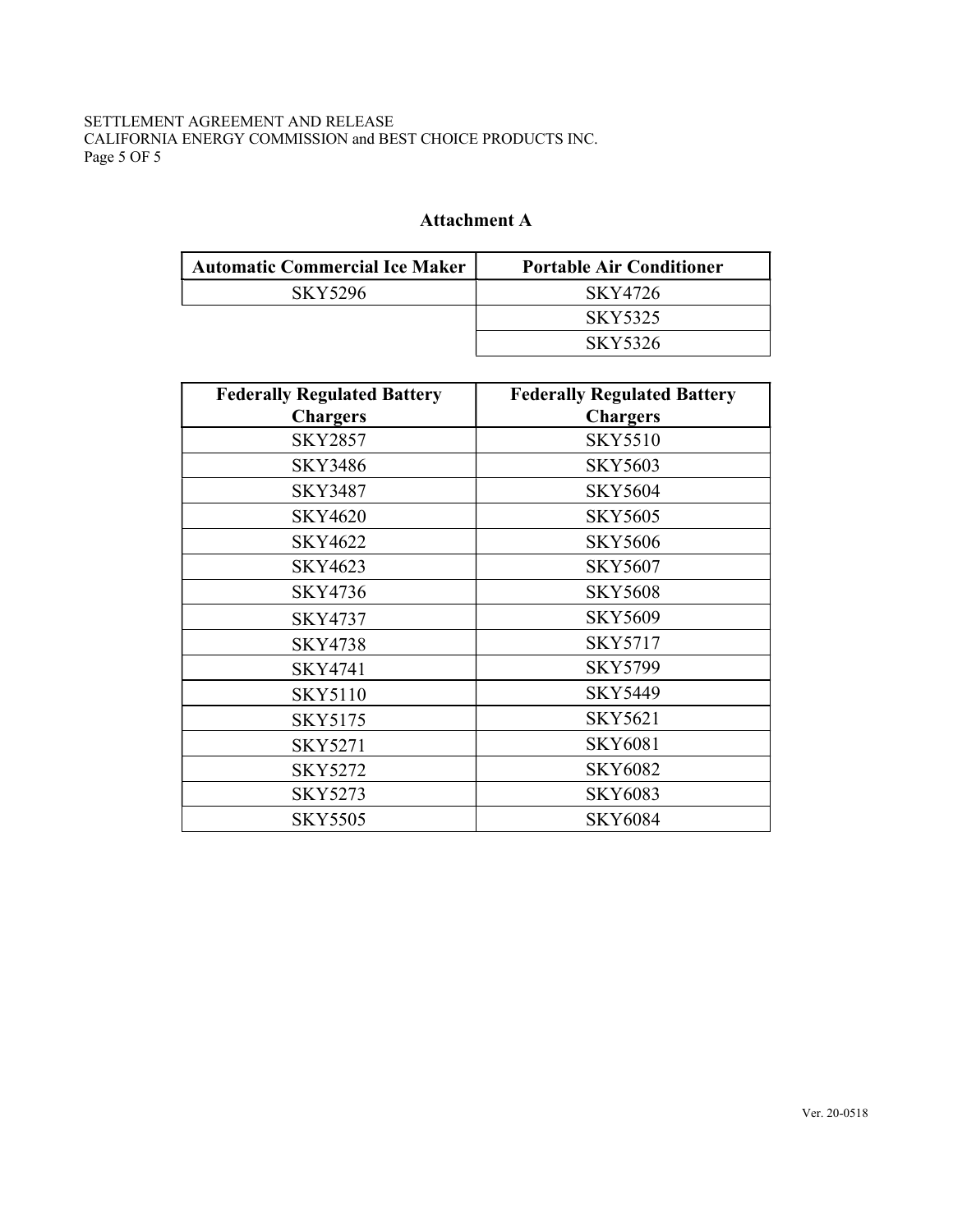## Attachment A

| Automatic Commercial Ice Maker | Portable Air Conditioner |
| --- | --- |
| SKY5296 | SKY4726 |
| | SKY5325 |
| | SKY5326 |

| Federally Regulated Battery Chargers | Federally Regulated Battery Chargers |
| --- | --- |
| SKY2857 | SKY5510 |
| SKY3486 | SKY5603 |
| SKY3487 | SKY5604 |
| SKY4620 | SKY5605 |
| SKY4622 | SKY5606 |
| SKY4623 | SKY5607 |
| SKY4736 | SKY5608 |
| SKY4737 | SKY5609 |
| SKY4738 | SKY5717 |
| SKY4741 | SKY5799 |
| SKY5110 | SKY5449 |
| SKY5175 | SKY5621 |
| SKY5271 | SKY6081 |
| SKY5272 | SKY6082 |
| SKY5273 | SKY6083 |
| SKY5505 | SKY6084 |